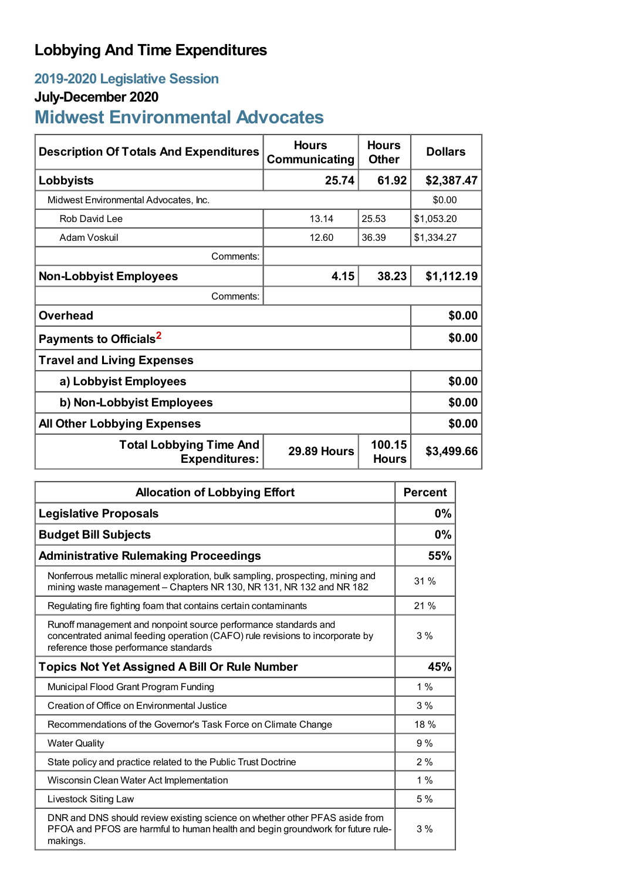# Lobbying And Time Expenditures

## 2019-2020 Legislative Session

### July-December 2020

## Midwest Environmental Advocates

| Description Of Totals And Expenditures | Hours Communicating | Hours Other | Dollars |
|---|---|---|---|
| **Lobbyists** | **25.74** | **61.92** | **$2,387.47** |
| Midwest Environmental Advocates, Inc. | | | $0.00 |
| Rob David Lee | 13.14 | 25.53 | $1,053.20 |
| Adam Voskuil | 12.60 | 36.39 | $1,334.27 |
| Comments: | | | |
| **Non-Lobbyist Employees** | **4.15** | **38.23** | **$1,112.19** |
| Comments: | | | |
| **Overhead** | | | **$0.00** |
| **Payments to Officials**[2] | | | **$0.00** |
| **Travel and Living Expenses** | | | |
| **a) Lobbyist Employees** | | | **$0.00** |
| **b) Non-Lobbyist Employees** | | | **$0.00** |
| **All Other Lobbying Expenses** | | | **$0.00** |
| **Total Lobbying Time And Expenditures:** | **29.89 Hours** | **100.15 Hours** | **$3,499.66** |

| Allocation of Lobbying Effort | Percent |
|---|---|
| **Legislative Proposals** | **0%** |
| **Budget Bill Subjects** | **0%** |
| **Administrative Rulemaking Proceedings** | **55%** |
| Nonferrous metallic mineral exploration, bulk sampling, prospecting, mining and mining waste management – Chapters NR 130, NR 131, NR 132 and NR 182 | 31 % |
| Regulating fire fighting foam that contains certain contaminants | 21 % |
| Runoff management and nonpoint source performance standards and concentrated animal feeding operation (CAFO) rule revisions to incorporate by reference those performance standards | 3 % |
| **Topics Not Yet Assigned A Bill Or Rule Number** | **45%** |
| Municipal Flood Grant Program Funding | 1 % |
| Creation of Office on Environmental Justice | 3 % |
| Recommendations of the Governor's Task Force on Climate Change | 18 % |
| Water Quality | 9 % |
| State policy and practice related to the Public Trust Doctrine | 2 % |
| Wisconsin Clean Water Act Implementation | 1 % |
| Livestock Siting Law | 5 % |
| DNR and DNS should review existing science on whether other PFAS aside from PFOA and PFOS are harmful to human health and begin groundwork for future rule-makings. | 3 % |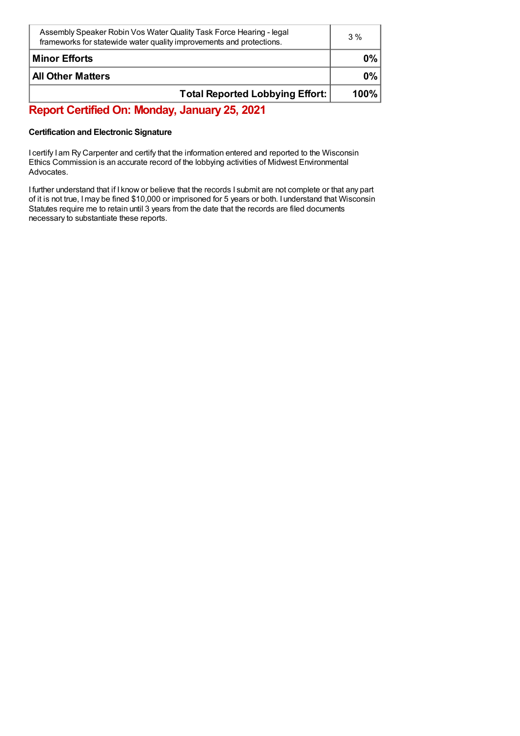| | |
|---|---|
| Assembly Speaker Robin Vos Water Quality Task Force Hearing - legal frameworks for statewide water quality improvements and protections. | 3 % |
| **Minor Efforts** | **0%** |
| **All Other Matters** | **0%** |
| **Total Reported Lobbying Effort:** | **100%** |

## Report Certified On: Monday, January 25, 2021

**Certification and Electronic Signature**

I certify I am Ry Carpenter and certify that the information entered and reported to the Wisconsin Ethics Commission is an accurate record of the lobbying activities of Midwest Environmental Advocates.

I further understand that if I know or believe that the records I submit are not complete or that any part of it is not true, I may be fined $10,000 or imprisoned for 5 years or both. I understand that Wisconsin Statutes require me to retain until 3 years from the date that the records are filed documents necessary to substantiate these reports.